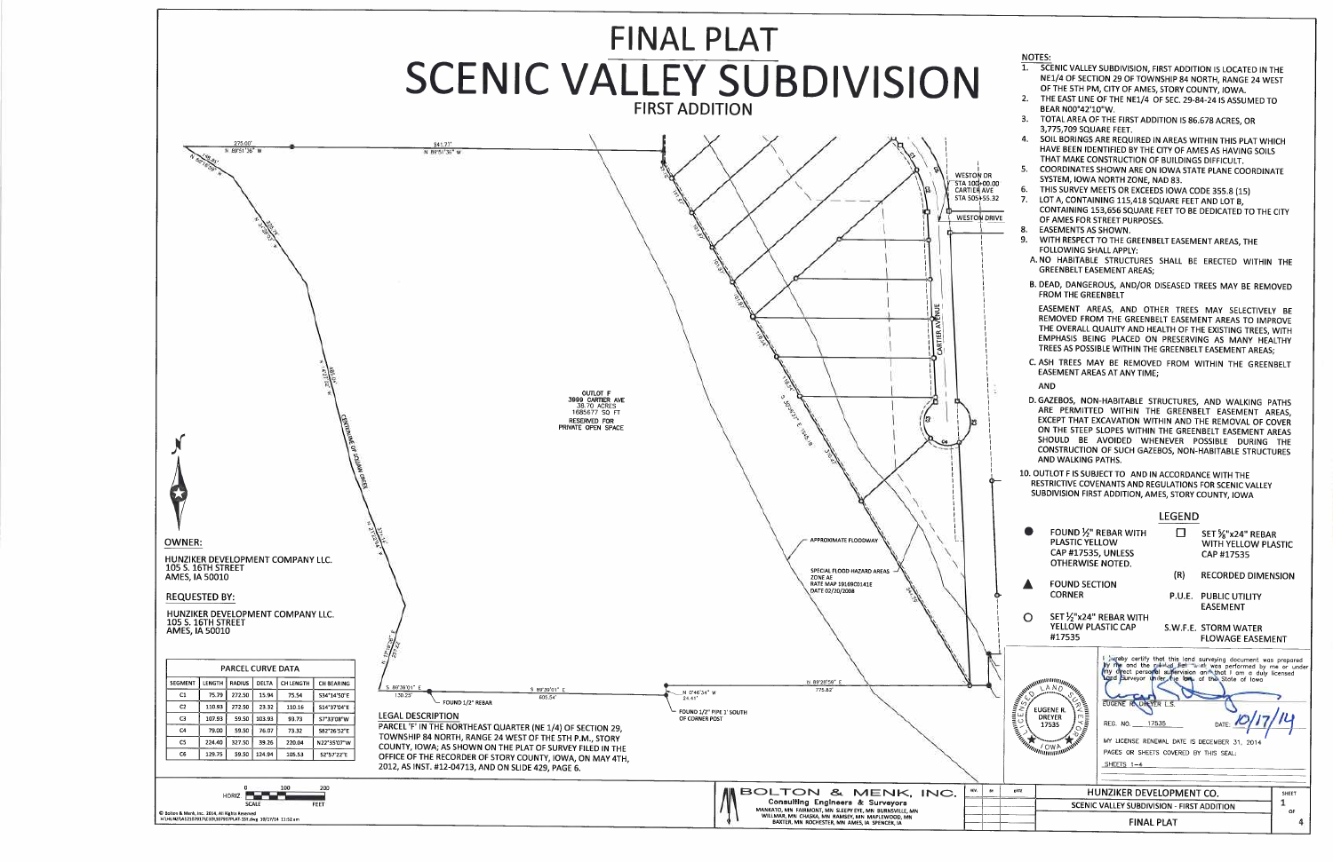# FINAL PLAT

# SCENIC VALLEY SUBDIVISION

## FIRST ADDITION

## NOTES:

1. SCENIC VALLEY SUBDIVISION, FIRST ADDITION IS LOCATED IN THE NE1/4 OF SECTION 29 OF TOWNSHIP 84 NORTH, RANGE 24 WEST OF THE 5TH PM, CITY OF AMES, STORY COUNTY, IOWA.
2. THE EAST LINE OF THE NE1/4 OF SEC. 29-84-24 IS ASSUMED TO BEAR N00°42'10"W.
3. TOTAL AREA OF THE FIRST ADDITION IS 86.678 ACRES, OR 3,775,709 SQUARE FEET.
4. SOIL BORINGS ARE REQUIRED IN AREAS WITHIN THIS PLAT WHICH HAVE BEEN IDENTIFIED BY THE CITY OF AMES AS HAVING SOILS THAT MAKE CONSTRUCTION OF BUILDINGS DIFFICULT.
5. COORDINATES SHOWN ARE ON IOWA STATE PLANE COORDINATE SYSTEM, IOWA NORTH ZONE, NAD 83.
6. THIS SURVEY MEETS OR EXCEEDS IOWA CODE 355.8 (15)
7. LOT A, CONTAINING 115,418 SQUARE FEET AND LOT B, CONTAINING 153,656 SQUARE FEET TO BE DEDICATED TO THE CITY OF AMES FOR STREET PURPOSES.
8. EASEMENTS AS SHOWN.
9. WITH RESPECT TO THE GREENBELT EASEMENT AREAS, THE FOLLOWING SHALL APPLY:
   A. NO HABITABLE STRUCTURES SHALL BE ERECTED WITHIN THE GREENBELT EASEMENT AREAS;
   B. DEAD, DANGEROUS, AND/OR DISEASED TREES MAY BE REMOVED FROM THE GREENBELT EASEMENT AREAS, AND OTHER TREES MAY SELECTIVELY BE REMOVED FROM THE GREENBELT EASEMENT AREAS TO IMPROVE THE OVERALL QUALITY AND HEALTH OF THE EXISTING TREES, WITH EMPHASIS BEING PLACED ON PRESERVING AS MANY HEALTHY TREES AS POSSIBLE WITHIN THE GREENBELT EASEMENT AREAS;
   C. ASH TREES MAY BE REMOVED FROM WITHIN THE GREENBELT EASEMENT AREAS AT ANY TIME;
   AND
   D. GAZEBOS, NON-HABITABLE STRUCTURES, AND WALKING PATHS ARE PERMITTED WITHIN THE GREENBELT EASEMENT AREAS, EXCEPT THAT EXCAVATION WITHIN AND THE REMOVAL OF COVER ON THE STEEP SLOPES WITHIN THE GREENBELT EASEMENT AREAS SHOULD BE AVOIDED WHENEVER POSSIBLE DURING THE CONSTRUCTION OF SUCH GAZEBOS, NON-HABITABLE STRUCTURES AND WALKING PATHS.
10. OUTLOT F IS SUBJECT TO AND IN ACCORDANCE WITH THE RESTRICTIVE COVENANTS AND REGULATIONS FOR SCENIC VALLEY SUBDIVISION FIRST ADDITION, AMES, STORY COUNTY, IOWA

## LEGEND

- ● FOUND ½" REBAR WITH PLASTIC YELLOW CAP #17535, UNLESS OTHERWISE NOTED.
- ▲ FOUND SECTION CORNER
- ○ SET ½"x24" REBAR WITH YELLOW PLASTIC CAP #17535
- □ SET ⅝"x24" REBAR WITH YELLOW PLASTIC CAP #17535
- (R) RECORDED DIMENSION
- P.U.E. PUBLIC UTILITY EASEMENT
- S.W.F.E. STORM WATER FLOWAGE EASEMENT

## OWNER:

HUNZIKER DEVELOPMENT COMPANY LLC.
105 S. 16TH STREET
AMES, IA 50010

## REQUESTED BY:

HUNZIKER DEVELOPMENT COMPANY LLC.
105 S. 16TH STREET
AMES, IA 50010

| PARCEL CURVE DATA | | | | | |
|---|---|---|---|---|---|
| SEGMENT | LENGTH | RADIUS | DELTA | CH LENGTH | CH BEARING |
| C1 | 75.79 | 272.50 | 15.94 | 75.54 | S34°14'50"E |
| C2 | 110.93 | 272.50 | 23.32 | 110.16 | S14°37'04"E |
| C3 | 107.93 | 59.50 | 103.93 | 93.73 | S7°33'08"W |
| C4 | 79.00 | 59.50 | 76.07 | 73.32 | S82°26'52"E |
| C5 | 224.40 | 327.50 | 39.26 | 220.04 | N22°35'07"W |
| C6 | 129.75 | 59.50 | 124.94 | 105.53 | S2°57'22"E |

## LEGAL DESCRIPTION

PARCEL 'F' IN THE NORTHEAST QUARTER (NE 1/4) OF SECTION 29, TOWNSHIP 84 NORTH, RANGE 24 WEST OF THE 5TH P.M., STORY COUNTY, IOWA; AS SHOWN ON THE PLAT OF SURVEY FILED IN THE OFFICE OF THE RECORDER OF STORY COUNTY, IOWA, ON MAY 4TH, 2012, AS INST. #12-04713, AND ON SLIDE 429, PAGE 6.

OUTLOT F
3699 CARTIER AVE
38.70 ACRES
1685677 SQ FT
RESERVED FOR PRIVATE OPEN SPACE

WESTON DR STA 100+00.00
CARTIER AVE STA 505+55.32
WESTON DRIVE
CARTIER AVENUE
CENTERLINE OF SQUAW CREEK
APPROXIMATE FLOODWAY
SPECIAL FLOOD HAZARD AREAS ZONE AE
RATE MAP 19169C0141E
DATE 02/20/2008
FOUND 1/2" REBAR
FOUND 1/2" PIPE 3' SOUTH OF CORNER POST

275.00' N 89°51'36" W
841.71' N 89°51'36" W
S 89°39'01" E 130.25'
S 89°39'01" E 605.54'
N 0°46'34" W 24.41'
N 89°28'56" E 775.82'

I hereby certify that this land surveying document was prepared by me and the related field work was performed by me or under my direct personal supervision and that I am a duly licensed Land Surveyor under the laws of the State of Iowa

EUGENE R. DREYER L.S.
REG. NO. 17535
DATE: 10/17/14
MY LICENSE RENEWAL DATE IS DECEMBER 31, 2014
PAGES OR SHEETS COVERED BY THIS SEAL:
SHEETS 1-4

LICENSED LAND SURVEYOR — EUGENE R. DREYER 17535 — IOWA

SCALE: HORIZ 0 100 200 FEET

© Bolton & Menk, Inc. 2014, All Rights Reserved
H:\HUNZ\A12107937\CAD\C3D\FINAL PLAT 1ST.dwg 10/17/14 11:52 am

**BOLTON & MENK, INC.**
Consulting Engineers & Surveyors
MANKATO, MN FAIRMONT, MN SLEEPY EYE, MN BURNSVILLE, MN WILLMAR, MN CHASKA, MN RAMSEY, MN MAPLEWOOD, MN BAXTER, MN ROCHESTER, MN AMES, IA SPENCER, IA

HUNZIKER DEVELOPMENT CO.
SCENIC VALLEY SUBDIVISION - FIRST ADDITION
FINAL PLAT
SHEET 1 OF 4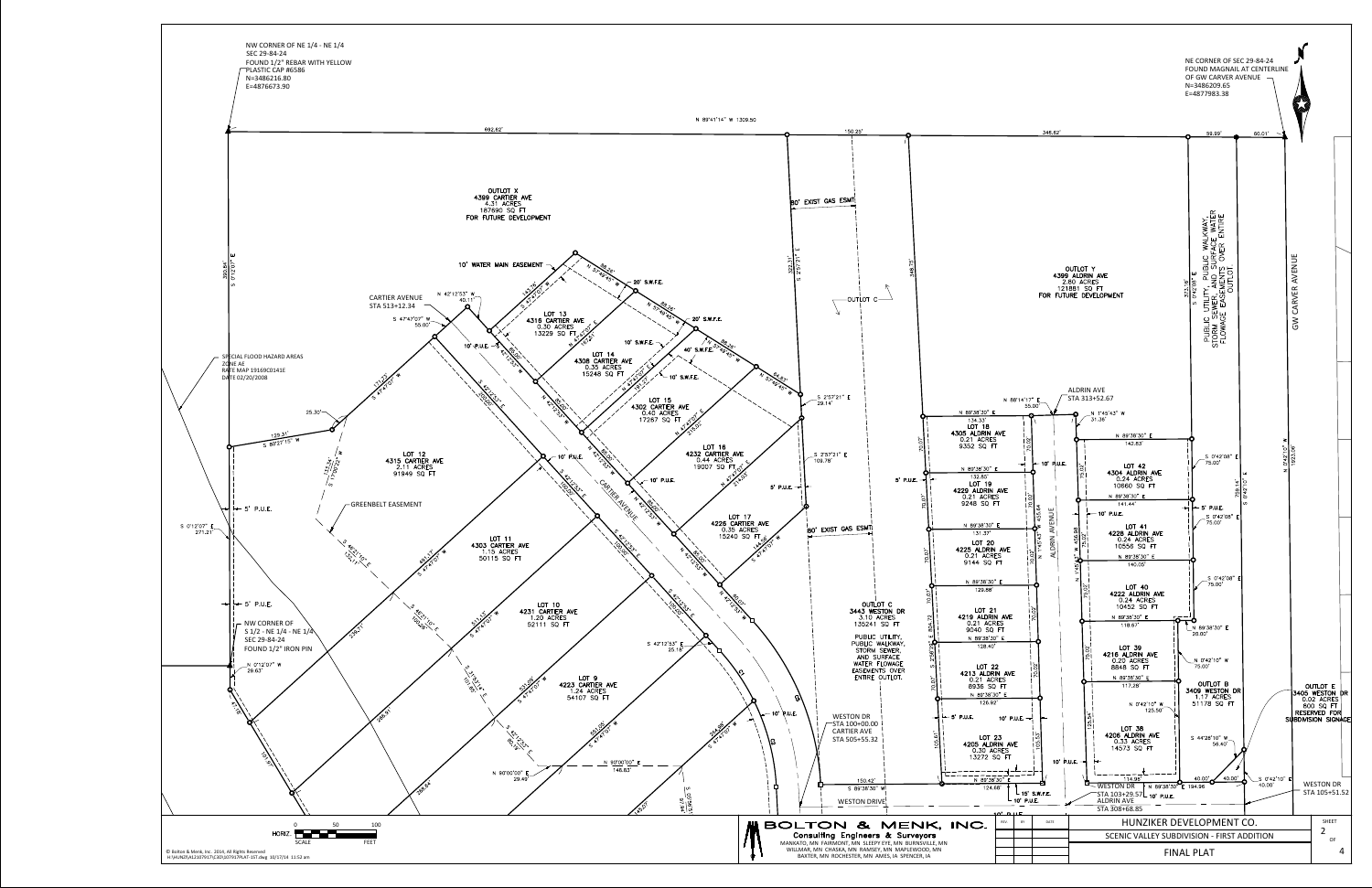# HUNZIKER DEVELOPMENT CO.

## SCENIC VALLEY SUBDIVISION - FIRST ADDITION

## FINAL PLAT

NW CORNER OF NE 1/4 - NE 1/4
SEC 29-84-24
FOUND 1/2" REBAR WITH YELLOW PLASTIC CAP #6586
N=3486216.80
E=4876673.90

NE CORNER OF SEC 29-84-24
FOUND MAGNAIL AT CENTERLINE OF GW CARVER AVENUE
N=3486209.65
E=4877983.38

N 89°41'14" W 1309.50

692.62' | 150.25' | 346.62' | 59.99' | 60.01'

OUTLOT X
4399 CARTIER AVE
4.31 ACRES
187690 SQ FT
FOR FUTURE DEVELOPMENT

OUTLOT Y
4399 ALDRIN AVE
2.80 ACRES
121881 SQ FT
FOR FUTURE DEVELOPMENT

OUTLOT C
3443 WESTON DR
3.10 ACRES
135241 SQ FT

PUBLIC UTILITY, PUBLIC WALKWAY, STORM SEWER, AND SURFACE WATER FLOWAGE EASEMENTS OVER ENTIRE OUTLOT.

PUBLIC UTILITY, PUBLIC WALKWAY, STORM SEWER, AND SURFACE WATER FLOWAGE EASEMENTS OVER ENTIRE OUTLOT

OUTLOT B
3409 WESTON DR
1.17 ACRES
51178 SQ FT

OUTLOT E
3405 WESTON DR
0.02 ACRES
800 SQ FT
RESERVED FOR SUBDIVISION SIGNAGE

LOT 9
4223 CARTIER AVE
1.24 ACRES
54107 SQ FT

LOT 10
4231 CARTIER AVE
1.20 ACRES
52111 SQ FT

LOT 11
4303 CARTIER AVE
1.15 ACRES
50115 SQ FT

LOT 12
4315 CARTIER AVE
2.11 ACRES
91849 SQ FT

LOT 13
4316 CARTIER AVE
0.30 ACRES
13229 SQ FT

LOT 14
4308 CARTIER AVE
0.35 ACRES
15248 SQ FT

LOT 15
4302 CARTIER AVE
0.40 ACRES
17267 SQ FT

LOT 16
4232 CARTIER AVE
0.44 ACRES
19007 SQ FT

LOT 17
4226 CARTIER AVE
0.35 ACRES
15240 SQ FT

LOT 18
4305 ALDRIN AVE
0.21 ACRES
9352 SQ FT

LOT 19
4229 ALDRIN AVE
0.21 ACRES
9248 SQ FT

LOT 20
4225 ALDRIN AVE
0.21 ACRES
9144 SQ FT

LOT 21
4219 ALDRIN AVE
0.21 ACRES
9040 SQ FT

LOT 22
4213 ALDRIN AVE
0.21 ACRES
8936 SQ FT

LOT 23
4205 ALDRIN AVE
0.30 ACRES
13272 SQ FT

LOT 38
4206 ALDRIN AVE
0.33 ACRES
14573 SQ FT

LOT 39
4216 ALDRIN AVE
0.20 ACRES
8848 SQ FT

LOT 40
4222 ALDRIN AVE
0.24 ACRES
10452 SQ FT

LOT 41
4228 ALDRIN AVE
0.24 ACRES
10556 SQ FT

LOT 42
4304 ALDRIN AVE
0.24 ACRES
10660 SQ FT

CARTIER AVENUE
STA 513+12.34

ALDRIN AVE
STA 313+52.67

WESTON DR
STA 100+00.00
CARTIER AVE
STA 505+55.32

WESTON DR
STA 103+29.57
ALDRIN AVE
STA 308+68.85

WESTON DR
STA 105+51.52

SPECIAL FLOOD HAZARD AREAS
ZONE AE
RATE MAP 19169C0141E
DATE 02/20/2008

NW CORNER OF S 1/2 - NE 1/4 - NE 1/4
SEC 29-84-24
FOUND 1/2" IRON PIN

10' WATER MAIN EASEMENT
GREENBELT EASEMENT
80' EXIST GAS ESMT
20' S.W.F.E.
40' S.W.F.E.
10' S.W.F.E.
15' S.W.F.E.
10' P.U.E.
5' P.U.E.

CARTIER AVENUE
ALDRIN AVENUE
WESTON DRIVE
GW CARVER AVENUE

HORIZ. SCALE 0 — 50 — 100 FEET

BOLTON & MENK, INC.
Consulting Engineers & Surveyors
MANKATO, MN FAIRMONT, MN SLEEPY EYE, MN BURNSVILLE, MN
WILLMAR, MN CHASKA, MN RAMSEY, MN MAPLEWOOD, MN
BAXTER, MN ROCHESTER, MN AMES, IA SPENCER, IA

© Bolton & Menk, Inc. 2014, All Rights Reserved
H:\HUNZ\A12107917\CAD\107917PLAT-1ST.dwg 10/17/14 11:52 am

| REV. | BY | DATE |
| --- | --- | --- |
| | | |

SHEET 2 OF 4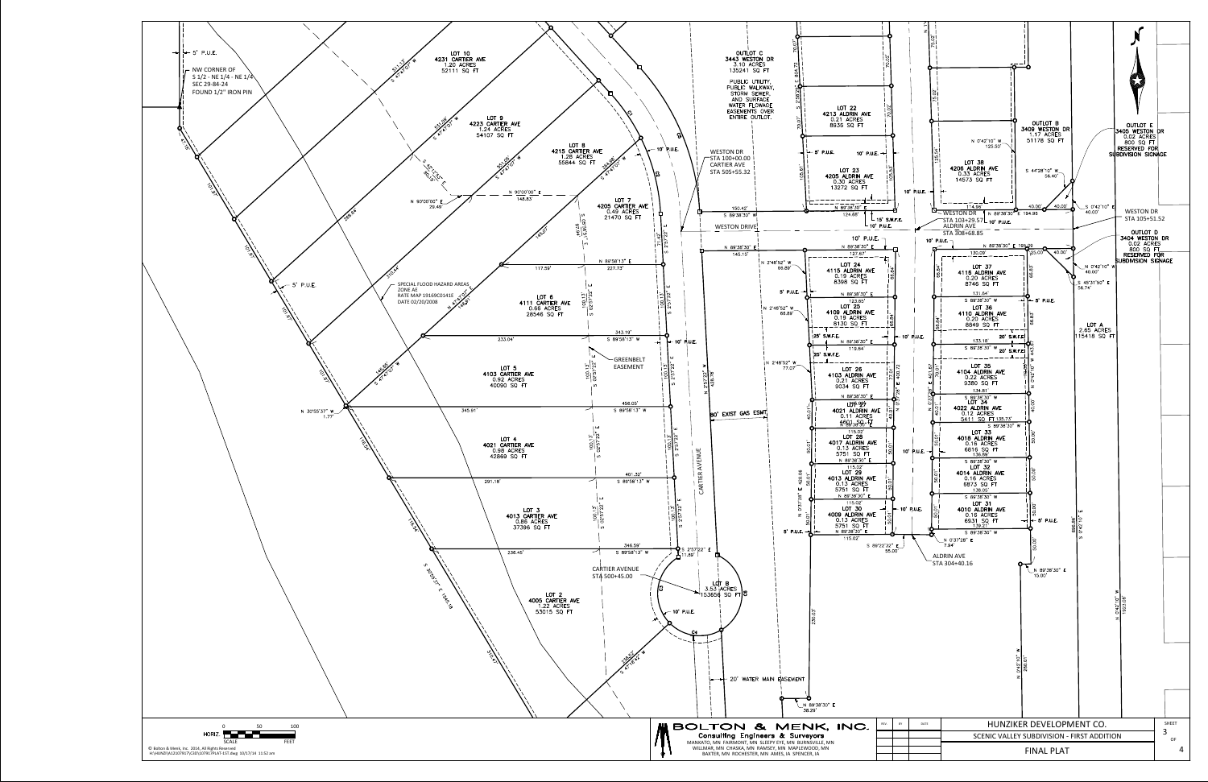# FINAL PLAT

**HUNZIKER DEVELOPMENT CO.**

**SCENIC VALLEY SUBDIVISION - FIRST ADDITION**

SHEET 3 OF 4

**BOLTON & MENK, INC.**
Consulting Engineers & Surveyors
MANKATO, MN FAIRMONT, MN SLEEPY EYE, MN BURNSVILLE, MN
WILLMAR, MN CHASKA, MN RAMSEY, MN MAPLEWOOD, MN
BAXTER, MN ROCHESTER, MN AMES, IA SPENCER, IA

© Bolton & Menk, Inc. 2014, All Rights Reserved
H:\HUNZ\A12107917\CAD\107917PLAT-1ST.dwg 10/17/14 11:52 am

HORIZ. SCALE 0 50 100 FEET

| REV. | BY | DATE |
|---|---|---|
| | | |

NW CORNER OF S 1/2 - NE 1/4 - NE 1/4 SEC 29-84-24 FOUND 1/2" IRON PIN

SPECIAL FLOOD HAZARD AREAS ZONE AE RATE MAP 19169C0141E DATE 02/20/2008

GREENBELT EASEMENT

80' EXIST GAS ESMT

20' WATER MAIN EASEMENT

WESTON DR STA 100+00.00 CARTIER AVE STA 505+55.32

WESTON DR STA 103+29.57 ALDRIN AVE STA 308+68.85

WESTON DR STA 105+51.52

ALDRIN AVE STA 304+40.16

CARTIER AVENUE STA 500+45.00

| Lot | Address | Acres | Sq Ft |
|---|---|---|---|
| LOT 10 | 4231 CARTIER AVE | 1.20 | 52111 |
| LOT 9 | 4223 CARTIER AVE | 1.24 | 54107 |
| LOT 8 | 4215 CARTIER AVE | 1.28 | 55844 |
| LOT 7 | 4205 CARTIER AVE | 0.49 | 21470 |
| LOT 6 | 4111 CARTIER AVE | 0.66 | 28546 |
| LOT 5 | 4103 CARTIER AVE | 0.92 | 40090 |
| LOT 4 | 4021 CARTIER AVE | 0.98 | 42869 |
| LOT 3 | 4013 CARTIER AVE | 0.86 | 37396 |
| LOT 2 | 4005 CARTIER AVE | 1.22 | 53015 |
| LOT B | | 3.53 | 153656 |
| OUTLOT C | 3443 WESTON DR | 3.10 | 135241 |
| LOT 22 | 4213 ALDRIN AVE | 0.21 | 8936 |
| LOT 23 | 4205 ALDRIN AVE | 0.30 | 13272 |
| LOT 24 | 4115 ALDRIN AVE | 0.19 | 8398 |
| LOT 25 | 4109 ALDRIN AVE | 0.19 | 8130 |
| LOT 26 | 4103 ALDRIN AVE | 0.21 | 9034 |
| LOT 27 | 4021 ALDRIN AVE | 0.11 | 4601 |
| LOT 28 | 4017 ALDRIN AVE | 0.13 | 5751 |
| LOT 29 | 4013 ALDRIN AVE | 0.13 | 5751 |
| LOT 30 | 4009 ALDRIN AVE | 0.13 | 5751 |
| OUTLOT B | 3409 WESTON DR | 1.17 | 51178 |
| LOT 38 | 4206 ALDRIN AVE | 0.33 | 14573 |
| LOT 37 | 4116 ALDRIN AVE | 0.20 | 8746 |
| LOT 36 | 4110 ALDRIN AVE | 0.20 | 8849 |
| LOT 35 | 4104 ALDRIN AVE | 0.22 | 9380 |
| LOT 34 | 4022 ALDRIN AVE | 0.12 | 5411 |
| LOT 33 | 4018 ALDRIN AVE | 0.16 | 6616 |
| LOT 32 | 4014 ALDRIN AVE | 0.16 | 6873 |
| LOT 31 | 4010 ALDRIN AVE | 0.16 | 6931 |
| OUTLOT E | 3405 WESTON DR | 0.02 | 800 |
| OUTLOT D | 3404 WESTON DR | 0.02 | 800 |
| LOT A | | 2.65 | 115418 |

OUTLOT C: PUBLIC UTILITY, PUBLIC WALKWAY, STORM SEWER, AND SURFACE WATER FLOWAGE EASEMENTS OVER ENTIRE OUTLOT.

OUTLOT E: RESERVED FOR SUBDIVISION SIGNAGE

OUTLOT D: RESERVED FOR SUBDIVISION SIGNAGE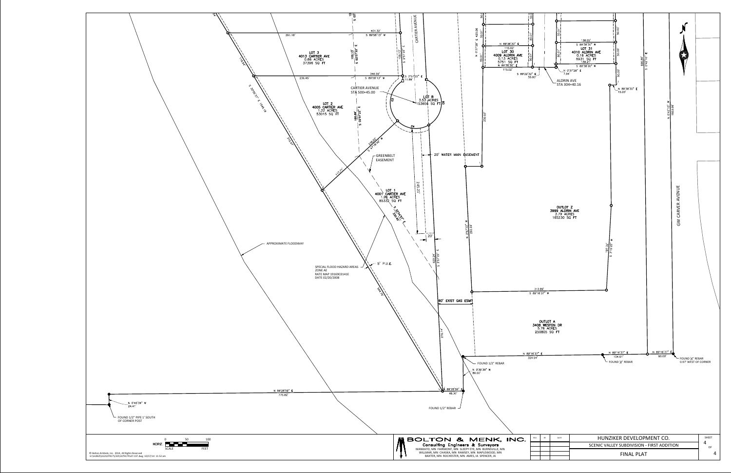CARTIER AVENUE

LOT 3
4013 CARTIER AVE
0.86 ACRES
37396 SQ FT

291.18'
401.32'
S 89°58'13" W
100.13'
S 02°57'22" E
100.13'
S 2°57'22" E
119.54'

236.45'
346.59'
S 89°58'13" W
S 2°57'22" E
11.89'

LOT 2
4005 CARTIER AVE
1.22 ACRES
53015 SQ FT

165.46'
S 02°57'22" E

S 30°05'37" E 1546.18

CARTIER AVENUE
STA 500+45.00

LOT B
3.53 ACRES
153656 SQ FT

C3
C4

216.47'
185.02'
S 47°16'42" W

GREENBELT EASEMENT

117.21'

LOT 1
4001 CARTIER AVE
1.96 ACRES
85332 SQ FT

S 30°54'57" E
330.40'

245.21'

20' WATER MAIN EASEMENT

20'

APPROXIMATE FLOODWAY

SPECIAL FLOOD HAZARD AREAS
ZONE AE
RATE MAP 19169C0141E
DATE 02/20/2008

5' P.U.E.

620.24'
S 2°57'22" E

544.70'

80' EXIST GAS ESMT

270.14'

N 89°28'59" E
775.82'

N 0°46'34" W
24.41'

FOUND 1/2" PIPE 1' SOUTH OF CORNER POST

N 89°28'59" W
48.30'

FOUND 1/2" REBAR

FOUND 1/2" REBAR

N 0°39'38" W
80.50'

N 0°37'28" E 420.06
50.01'
50.01'
50.01'
50.01'

N 89°38'30" E
115.02'
LOT 30
4009 ALDRIN AVE
0.13 ACRES
5751 SQ FT
N 89°38'30" E
115.02'

S 89°22'32" E
55.00'

ALDRIN AVE
STA 304+40.16

230.03'

50.01'
50.01'
138.05'
S 89°38'30" W
LOT 31
4010 ALDRIN AVE
0.16 ACRES
6931 SQ FT
139.21'
S 89°38'30" W
N 0°37'28" E
7.94'

50.00'
50.00'
50.00'

N 89°38'30" E
15.00'

OUTLOT Z
3999 ALDRIN AVE
3.79 ACRES
165230 SQ FT

N 2°57'22" W
263.22

197.34'
S 3°15'25" W

312.89'
S 89°16'37" W

OUTLOT A
3408 WESTON DR
5.76 ACRES
250805 SQ FT

N 89°16'37" E
324.54'

N 89°16'37" E
104.61'
FOUND ½" REBAR

N 89°16'37" E
60.00'
FOUND ½" REBAR
0.97' WEST OF CORNER

500.88'
S 0°42'10" E

N 0°42'10" W
1923.06'

GW CARVER AVENUE

N

HORIZ. SCALE 0 50 100 FEET

© Bolton & Menk, Inc. 2014, All Rights Reserved
H:\HUNZI\A12107917\CAD\107917PLAT-1ST.dwg 10/17/14 11:52 am

**BOLTON & MENK, INC.**
Consulting Engineers & Surveyors
MANKATO, MN FAIRMONT, MN SLEEPY EYE, MN BURNSVILLE, MN
WILLMAR, MN CHASKA, MN RAMSEY, MN MAPLEWOOD, MN
BAXTER, MN ROCHESTER, MN AMES, IA SPENCER, IA

| REV. | BY | DATE |
|---|---|---|
| | | |

HUNZIKER DEVELOPMENT CO.
SCENIC VALLEY SUBDIVISION - FIRST ADDITION
FINAL PLAT

SHEET 4 OF 4